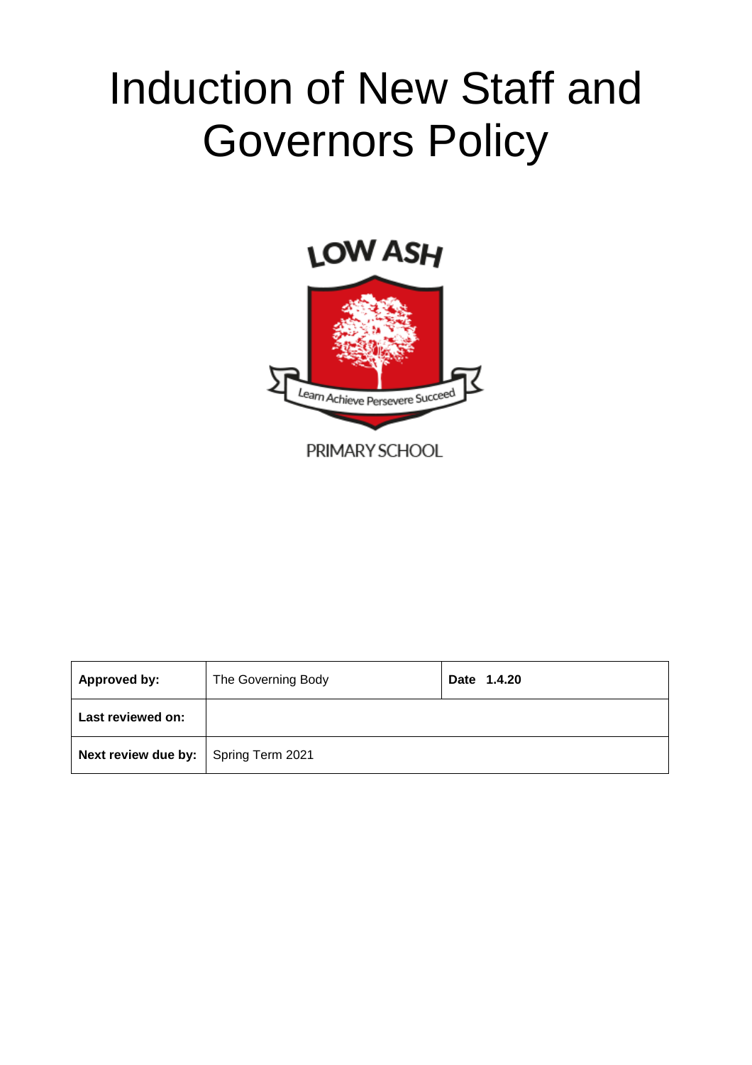# Induction of New Staff and Governors Policy

LOW ASH

Learn Achieve Persevere Succeed

PRIMARY SCHOOL

| | | |
|---|---|---|
| **Approved by:** | The Governing Body | **Date 1.4.20** |
| **Last reviewed on:** | | |
| **Next review due by:** | Spring Term 2021 | |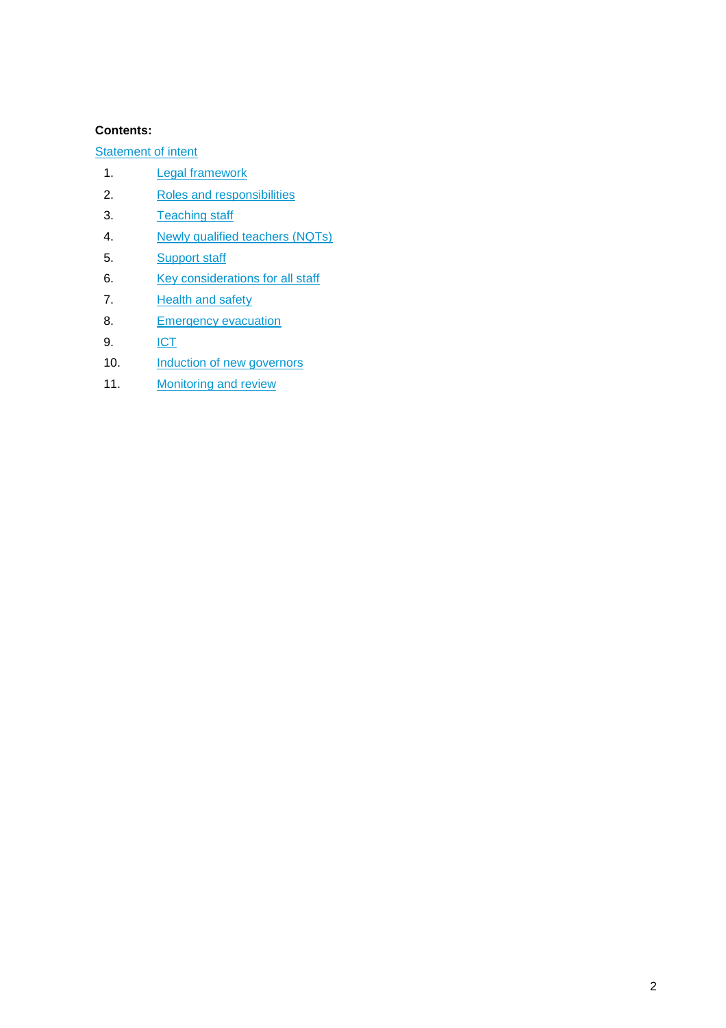**Contents:**

Statement of intent

1. Legal framework
2. Roles and responsibilities
3. Teaching staff
4. Newly qualified teachers (NQTs)
5. Support staff
6. Key considerations for all staff
7. Health and safety
8. Emergency evacuation
9. ICT
10. Induction of new governors
11. Monitoring and review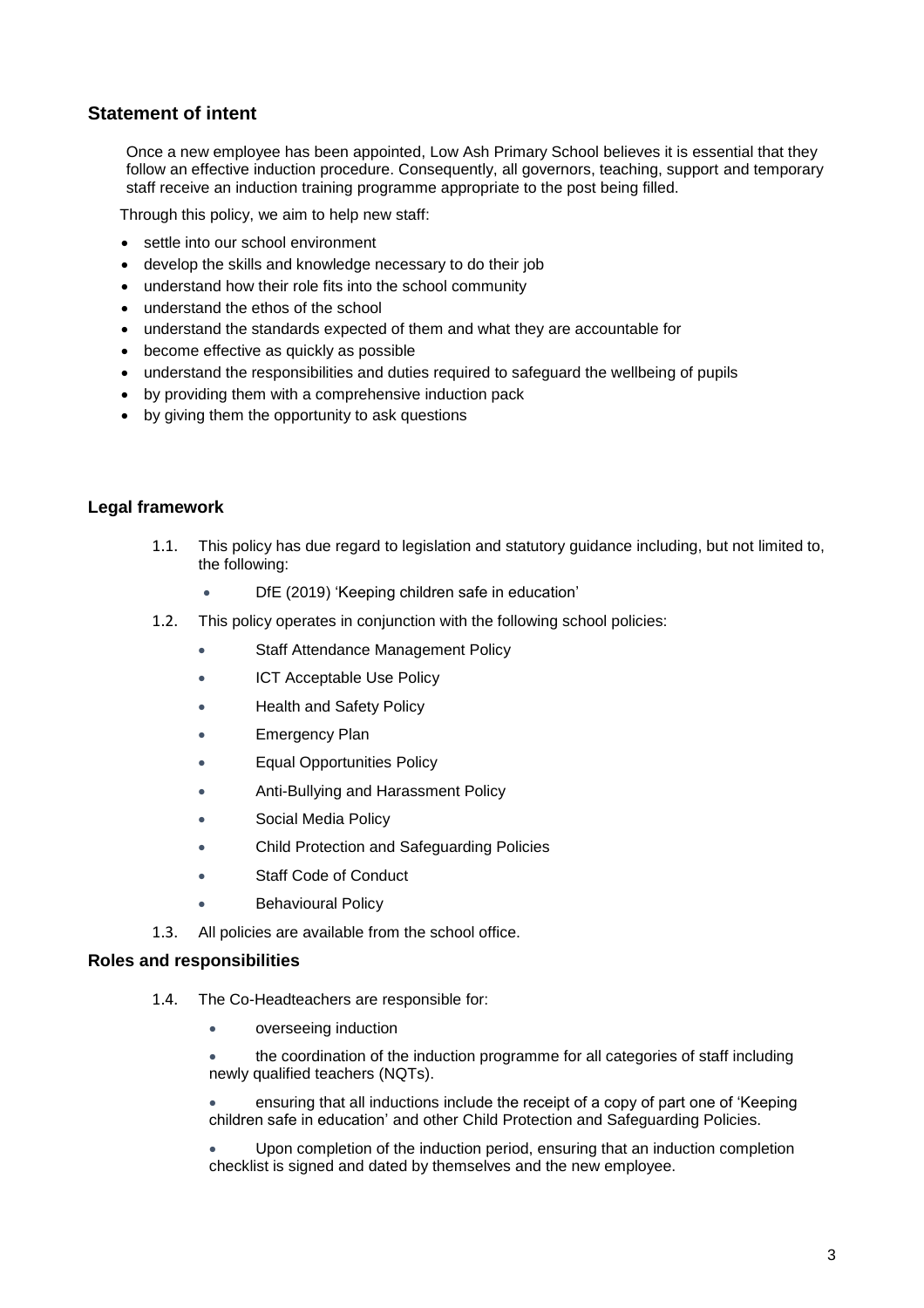## Statement of intent

Once a new employee has been appointed, Low Ash Primary School believes it is essential that they follow an effective induction procedure. Consequently, all governors, teaching, support and temporary staff receive an induction training programme appropriate to the post being filled.

Through this policy, we aim to help new staff:

- settle into our school environment
- develop the skills and knowledge necessary to do their job
- understand how their role fits into the school community
- understand the ethos of the school
- understand the standards expected of them and what they are accountable for
- become effective as quickly as possible
- understand the responsibilities and duties required to safeguard the wellbeing of pupils
- by providing them with a comprehensive induction pack
- by giving them the opportunity to ask questions

### Legal framework

1.1. This policy has due regard to legislation and statutory guidance including, but not limited to, the following:

- DfE (2019) 'Keeping children safe in education'

1.2. This policy operates in conjunction with the following school policies:

- Staff Attendance Management Policy
- ICT Acceptable Use Policy
- Health and Safety Policy
- Emergency Plan
- Equal Opportunities Policy
- Anti-Bullying and Harassment Policy
- Social Media Policy
- Child Protection and Safeguarding Policies
- Staff Code of Conduct
- Behavioural Policy

1.3. All policies are available from the school office.

### Roles and responsibilities

1.4. The Co-Headteachers are responsible for:

- overseeing induction
- the coordination of the induction programme for all categories of staff including newly qualified teachers (NQTs).
- ensuring that all inductions include the receipt of a copy of part one of 'Keeping children safe in education' and other Child Protection and Safeguarding Policies.
- Upon completion of the induction period, ensuring that an induction completion checklist is signed and dated by themselves and the new employee.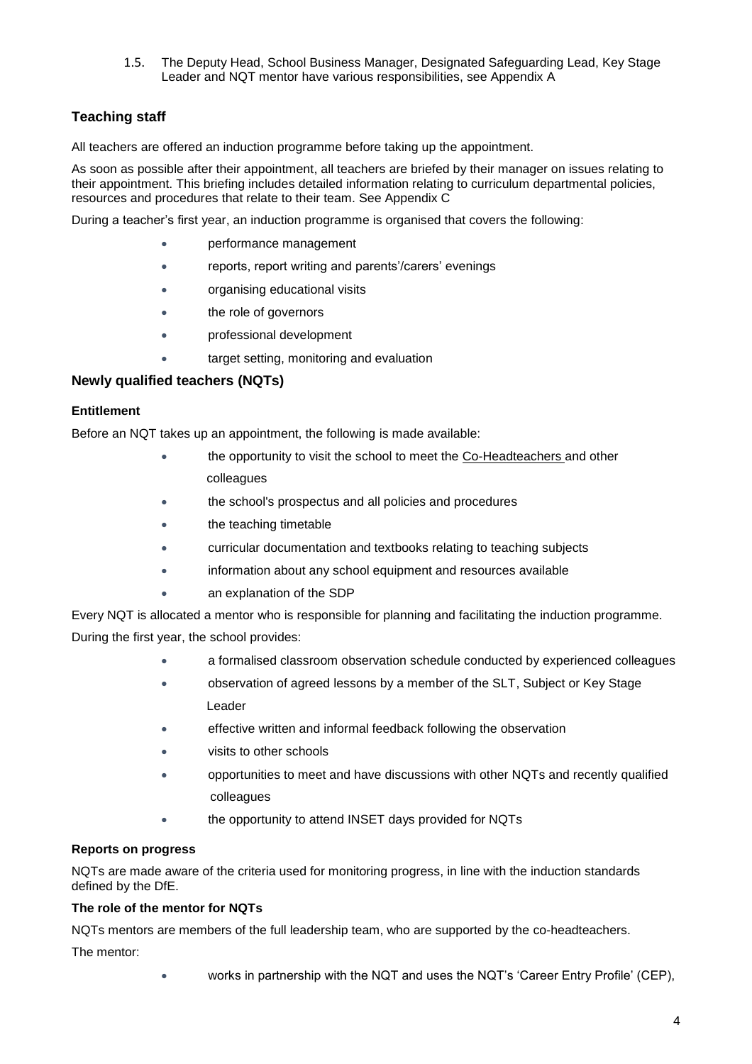1.5. The Deputy Head, School Business Manager, Designated Safeguarding Lead, Key Stage Leader and NQT mentor have various responsibilities, see Appendix A

## Teaching staff

All teachers are offered an induction programme before taking up the appointment.

As soon as possible after their appointment, all teachers are briefed by their manager on issues relating to their appointment. This briefing includes detailed information relating to curriculum departmental policies, resources and procedures that relate to their team. See Appendix C

During a teacher's first year, an induction programme is organised that covers the following:

- performance management
- reports, report writing and parents'/carers' evenings
- organising educational visits
- the role of governors
- professional development
- target setting, monitoring and evaluation

## Newly qualified teachers (NQTs)

### Entitlement

Before an NQT takes up an appointment, the following is made available:

- the opportunity to visit the school to meet the Co-Headteachers and other colleagues
- the school's prospectus and all policies and procedures
- the teaching timetable
- curricular documentation and textbooks relating to teaching subjects
- information about any school equipment and resources available
- an explanation of the SDP

Every NQT is allocated a mentor who is responsible for planning and facilitating the induction programme.

During the first year, the school provides:

- a formalised classroom observation schedule conducted by experienced colleagues
- observation of agreed lessons by a member of the SLT, Subject or Key Stage Leader
- effective written and informal feedback following the observation
- visits to other schools
- opportunities to meet and have discussions with other NQTs and recently qualified colleagues
- the opportunity to attend INSET days provided for NQTs

### Reports on progress

NQTs are made aware of the criteria used for monitoring progress, in line with the induction standards defined by the DfE.

### The role of the mentor for NQTs

NQTs mentors are members of the full leadership team, who are supported by the co-headteachers.

The mentor:

- works in partnership with the NQT and uses the NQT's 'Career Entry Profile' (CEP),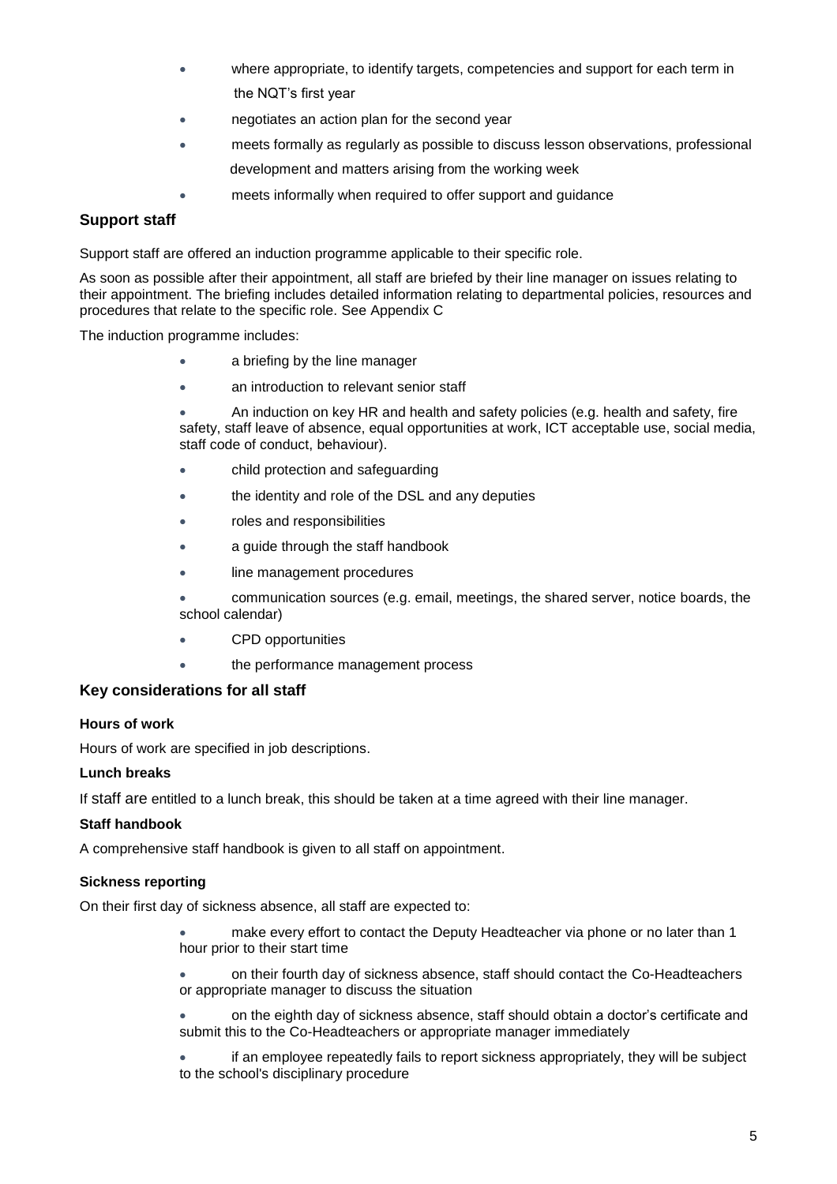- where appropriate, to identify targets, competencies and support for each term in the NQT's first year
- negotiates an action plan for the second year
- meets formally as regularly as possible to discuss lesson observations, professional development and matters arising from the working week
- meets informally when required to offer support and guidance

## Support staff

Support staff are offered an induction programme applicable to their specific role.

As soon as possible after their appointment, all staff are briefed by their line manager on issues relating to their appointment. The briefing includes detailed information relating to departmental policies, resources and procedures that relate to the specific role. See Appendix C

The induction programme includes:

- a briefing by the line manager
- an introduction to relevant senior staff
- An induction on key HR and health and safety policies (e.g. health and safety, fire safety, staff leave of absence, equal opportunities at work, ICT acceptable use, social media, staff code of conduct, behaviour).
- child protection and safeguarding
- the identity and role of the DSL and any deputies
- roles and responsibilities
- a guide through the staff handbook
- line management procedures
- communication sources (e.g. email, meetings, the shared server, notice boards, the school calendar)
- CPD opportunities
- the performance management process

## Key considerations for all staff

### Hours of work

Hours of work are specified in job descriptions.

### Lunch breaks

If staff are entitled to a lunch break, this should be taken at a time agreed with their line manager.

### Staff handbook

A comprehensive staff handbook is given to all staff on appointment.

### Sickness reporting

On their first day of sickness absence, all staff are expected to:

- make every effort to contact the Deputy Headteacher via phone or no later than 1 hour prior to their start time
- on their fourth day of sickness absence, staff should contact the Co-Headteachers or appropriate manager to discuss the situation
- on the eighth day of sickness absence, staff should obtain a doctor's certificate and submit this to the Co-Headteachers or appropriate manager immediately
- if an employee repeatedly fails to report sickness appropriately, they will be subject to the school's disciplinary procedure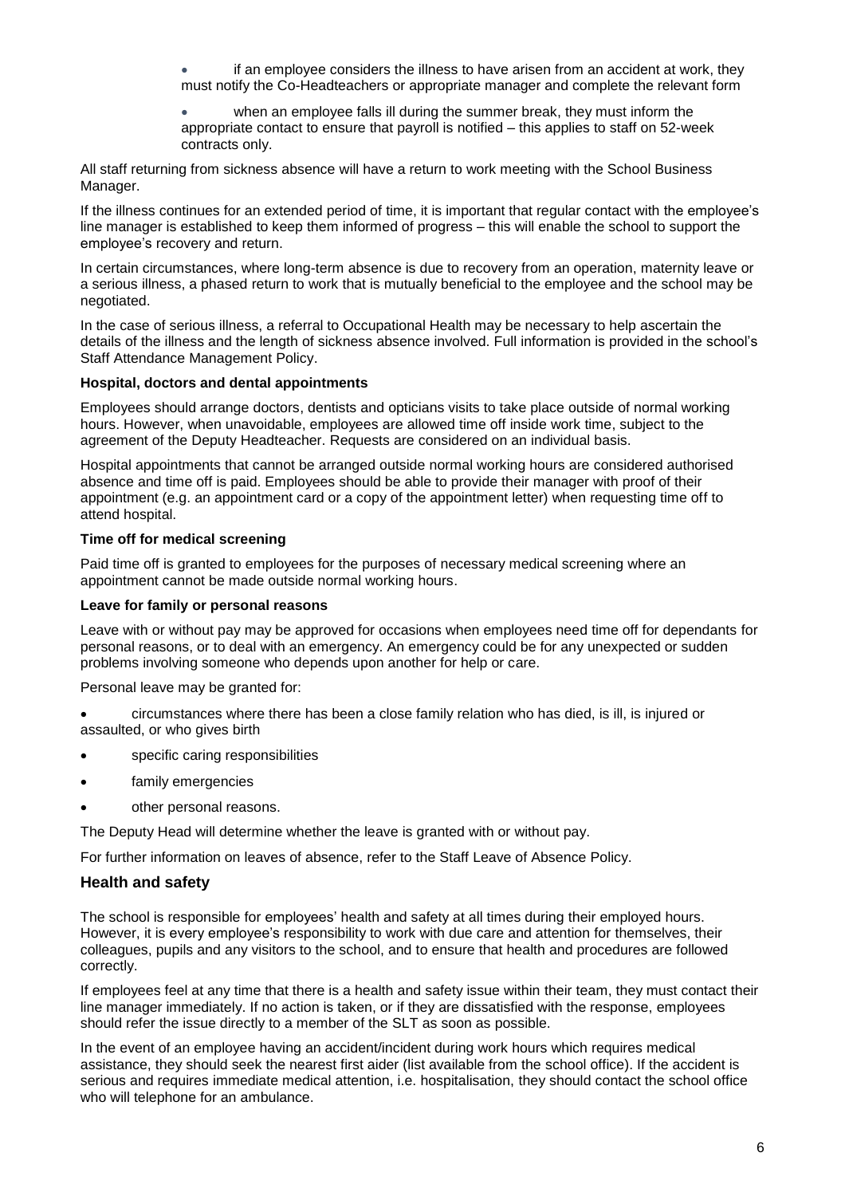- if an employee considers the illness to have arisen from an accident at work, they must notify the Co-Headteachers or appropriate manager and complete the relevant form
- when an employee falls ill during the summer break, they must inform the appropriate contact to ensure that payroll is notified – this applies to staff on 52-week contracts only.

All staff returning from sickness absence will have a return to work meeting with the School Business Manager.

If the illness continues for an extended period of time, it is important that regular contact with the employee's line manager is established to keep them informed of progress – this will enable the school to support the employee's recovery and return.

In certain circumstances, where long-term absence is due to recovery from an operation, maternity leave or a serious illness, a phased return to work that is mutually beneficial to the employee and the school may be negotiated.

In the case of serious illness, a referral to Occupational Health may be necessary to help ascertain the details of the illness and the length of sickness absence involved. Full information is provided in the school's Staff Attendance Management Policy.

**Hospital, doctors and dental appointments**

Employees should arrange doctors, dentists and opticians visits to take place outside of normal working hours. However, when unavoidable, employees are allowed time off inside work time, subject to the agreement of the Deputy Headteacher. Requests are considered on an individual basis.

Hospital appointments that cannot be arranged outside normal working hours are considered authorised absence and time off is paid. Employees should be able to provide their manager with proof of their appointment (e.g. an appointment card or a copy of the appointment letter) when requesting time off to attend hospital.

**Time off for medical screening**

Paid time off is granted to employees for the purposes of necessary medical screening where an appointment cannot be made outside normal working hours.

**Leave for family or personal reasons**

Leave with or without pay may be approved for occasions when employees need time off for dependants for personal reasons, or to deal with an emergency. An emergency could be for any unexpected or sudden problems involving someone who depends upon another for help or care.

Personal leave may be granted for:

- circumstances where there has been a close family relation who has died, is ill, is injured or assaulted, or who gives birth
- specific caring responsibilities
- family emergencies
- other personal reasons.

The Deputy Head will determine whether the leave is granted with or without pay.

For further information on leaves of absence, refer to the Staff Leave of Absence Policy.

## Health and safety

The school is responsible for employees' health and safety at all times during their employed hours. However, it is every employee's responsibility to work with due care and attention for themselves, their colleagues, pupils and any visitors to the school, and to ensure that health and procedures are followed correctly.

If employees feel at any time that there is a health and safety issue within their team, they must contact their line manager immediately. If no action is taken, or if they are dissatisfied with the response, employees should refer the issue directly to a member of the SLT as soon as possible.

In the event of an employee having an accident/incident during work hours which requires medical assistance, they should seek the nearest first aider (list available from the school office). If the accident is serious and requires immediate medical attention, i.e. hospitalisation, they should contact the school office who will telephone for an ambulance.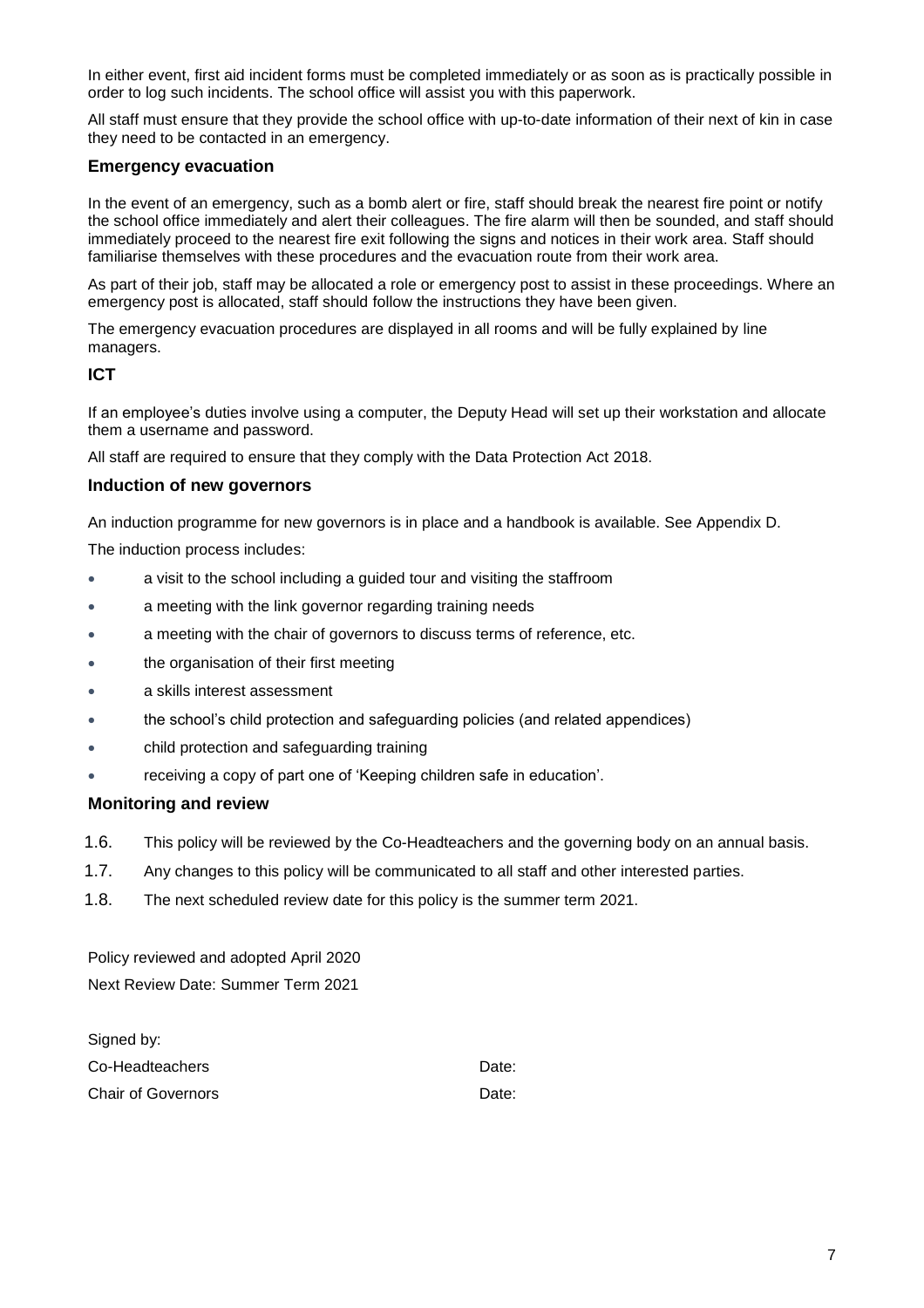In either event, first aid incident forms must be completed immediately or as soon as is practically possible in order to log such incidents. The school office will assist you with this paperwork.

All staff must ensure that they provide the school office with up-to-date information of their next of kin in case they need to be contacted in an emergency.

### Emergency evacuation

In the event of an emergency, such as a bomb alert or fire, staff should break the nearest fire point or notify the school office immediately and alert their colleagues. The fire alarm will then be sounded, and staff should immediately proceed to the nearest fire exit following the signs and notices in their work area. Staff should familiarise themselves with these procedures and the evacuation route from their work area.

As part of their job, staff may be allocated a role or emergency post to assist in these proceedings. Where an emergency post is allocated, staff should follow the instructions they have been given.

The emergency evacuation procedures are displayed in all rooms and will be fully explained by line managers.

### ICT

If an employee's duties involve using a computer, the Deputy Head will set up their workstation and allocate them a username and password.

All staff are required to ensure that they comply with the Data Protection Act 2018.

### Induction of new governors

An induction programme for new governors is in place and a handbook is available. See Appendix D.

The induction process includes:

- a visit to the school including a guided tour and visiting the staffroom
- a meeting with the link governor regarding training needs
- a meeting with the chair of governors to discuss terms of reference, etc.
- the organisation of their first meeting
- a skills interest assessment
- the school's child protection and safeguarding policies (and related appendices)
- child protection and safeguarding training
- receiving a copy of part one of 'Keeping children safe in education'.

### Monitoring and review

1.6. This policy will be reviewed by the Co-Headteachers and the governing body on an annual basis.

1.7. Any changes to this policy will be communicated to all staff and other interested parties.

1.8. The next scheduled review date for this policy is the summer term 2021.

Policy reviewed and adopted April 2020

Next Review Date: Summer Term 2021

Signed by:

Co-Headteachers Date:

Chair of Governors Date: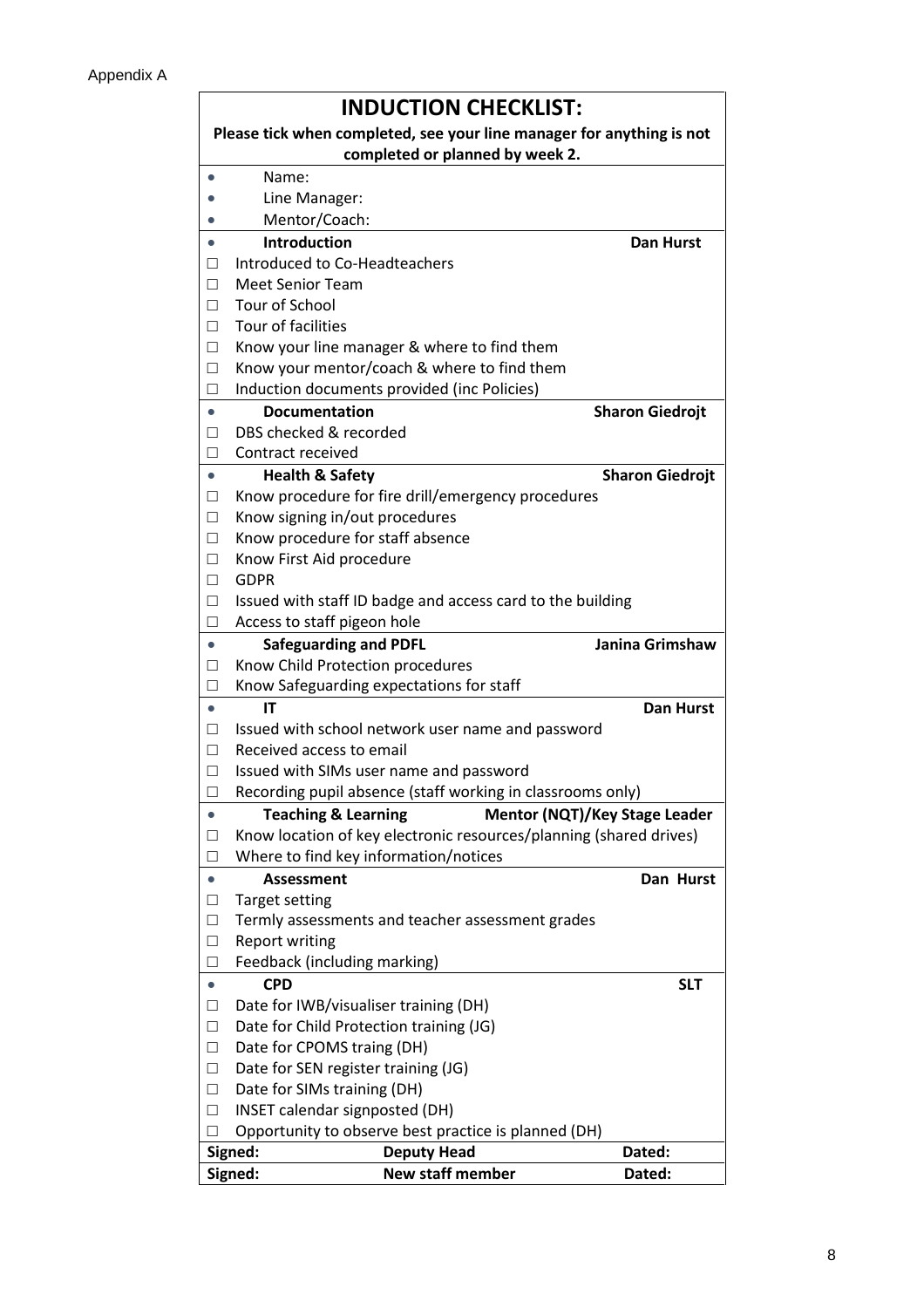Appendix A

# INDUCTION CHECKLIST:

**Please tick when completed, see your line manager for anything is not completed or planned by week 2.**

- Name:
- Line Manager:
- Mentor/Coach:

| | |
|---|---|
| **Introduction** | **Dan Hurst** |
| ☐ Introduced to Co-Headteachers | |
| ☐ Meet Senior Team | |
| ☐ Tour of School | |
| ☐ Tour of facilities | |
| ☐ Know your line manager & where to find them | |
| ☐ Know your mentor/coach & where to find them | |
| ☐ Induction documents provided (inc Policies) | |
| **Documentation** | **Sharon Giedrojt** |
| ☐ DBS checked & recorded | |
| ☐ Contract received | |
| **Health & Safety** | **Sharon Giedrojt** |
| ☐ Know procedure for fire drill/emergency procedures | |
| ☐ Know signing in/out procedures | |
| ☐ Know procedure for staff absence | |
| ☐ Know First Aid procedure | |
| ☐ GDPR | |
| ☐ Issued with staff ID badge and access card to the building | |
| ☐ Access to staff pigeon hole | |
| **Safeguarding and PDFL** | **Janina Grimshaw** |
| ☐ Know Child Protection procedures | |
| ☐ Know Safeguarding expectations for staff | |
| **IT** | **Dan Hurst** |
| ☐ Issued with school network user name and password | |
| ☐ Received access to email | |
| ☐ Issued with SIMs user name and password | |
| ☐ Recording pupil absence (staff working in classrooms only) | |
| **Teaching & Learning** | **Mentor (NQT)/Key Stage Leader** |
| ☐ Know location of key electronic resources/planning (shared drives) | |
| ☐ Where to find key information/notices | |
| **Assessment** | **Dan Hurst** |
| ☐ Target setting | |
| ☐ Termly assessments and teacher assessment grades | |
| ☐ Report writing | |
| ☐ Feedback (including marking) | |
| **CPD** | **SLT** |
| ☐ Date for IWB/visualiser training (DH) | |
| ☐ Date for Child Protection training (JG) | |
| ☐ Date for CPOMS traing (DH) | |
| ☐ Date for SEN register training (JG) | |
| ☐ Date for SIMs training (DH) | |
| ☐ INSET calendar signposted (DH) | |
| ☐ Opportunity to observe best practice is planned (DH) | |

| | | |
|---|---|---|
| **Signed:** | **Deputy Head** | **Dated:** |
| **Signed:** | **New staff member** | **Dated:** |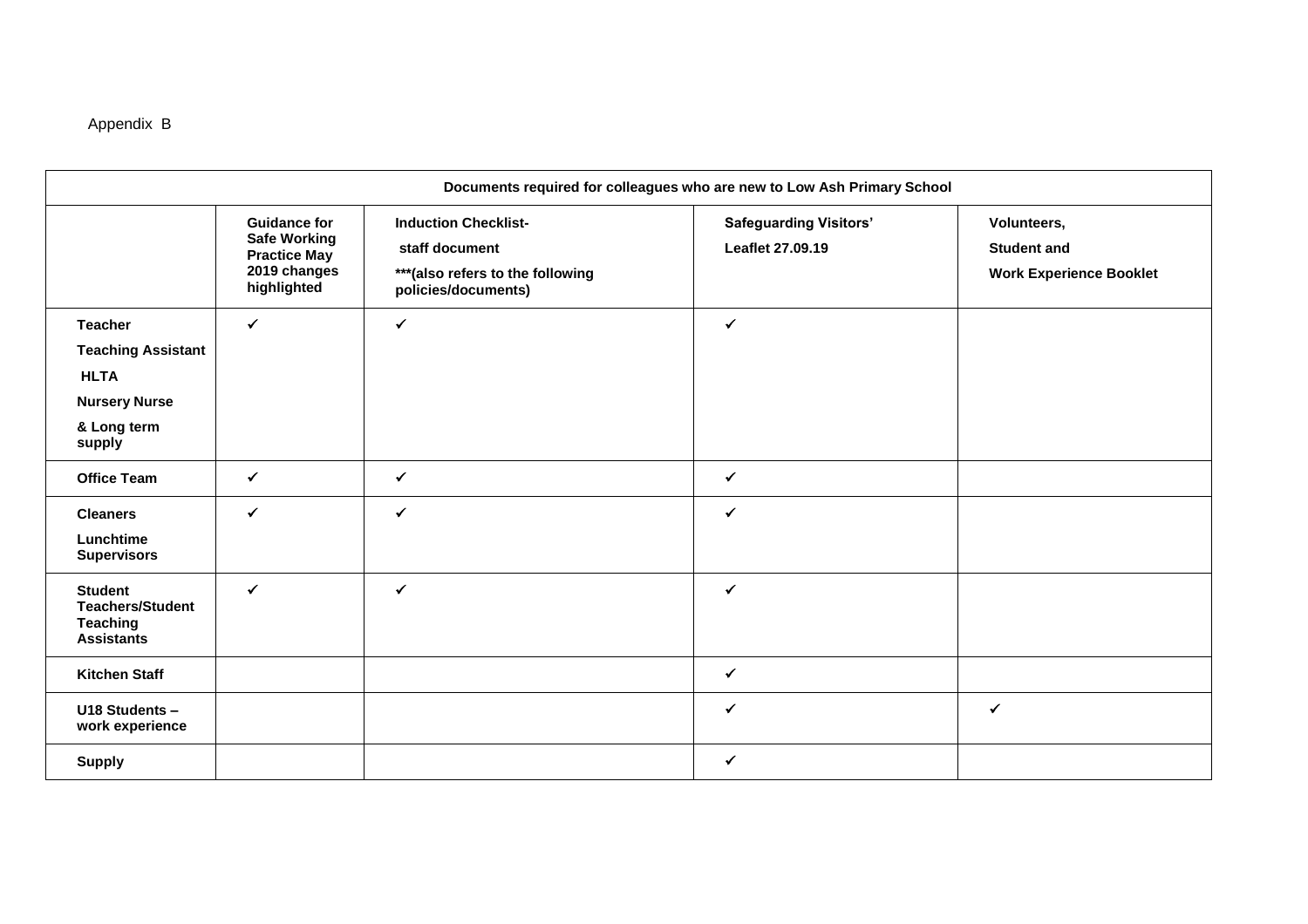Appendix B

| Documents required for colleagues who are new to Low Ash Primary School | | | | |
|---|---|---|---|---|
| | **Guidance for Safe Working Practice May 2019 changes highlighted** | **Induction Checklist- staff document ***(also refers to the following policies/documents)** | **Safeguarding Visitors' Leaflet 27.09.19** | **Volunteers, Student and Work Experience Booklet** |
| **Teacher Teaching Assistant HLTA Nursery Nurse & Long term supply** | ✓ | ✓ | ✓ | |
| **Office Team** | ✓ | ✓ | ✓ | |
| **Cleaners Lunchtime Supervisors** | ✓ | ✓ | ✓ | |
| **Student Teachers/Student Teaching Assistants** | ✓ | ✓ | ✓ | |
| **Kitchen Staff** | | | ✓ | |
| **U18 Students – work experience** | | | ✓ | ✓ |
| **Supply** | | | ✓ | |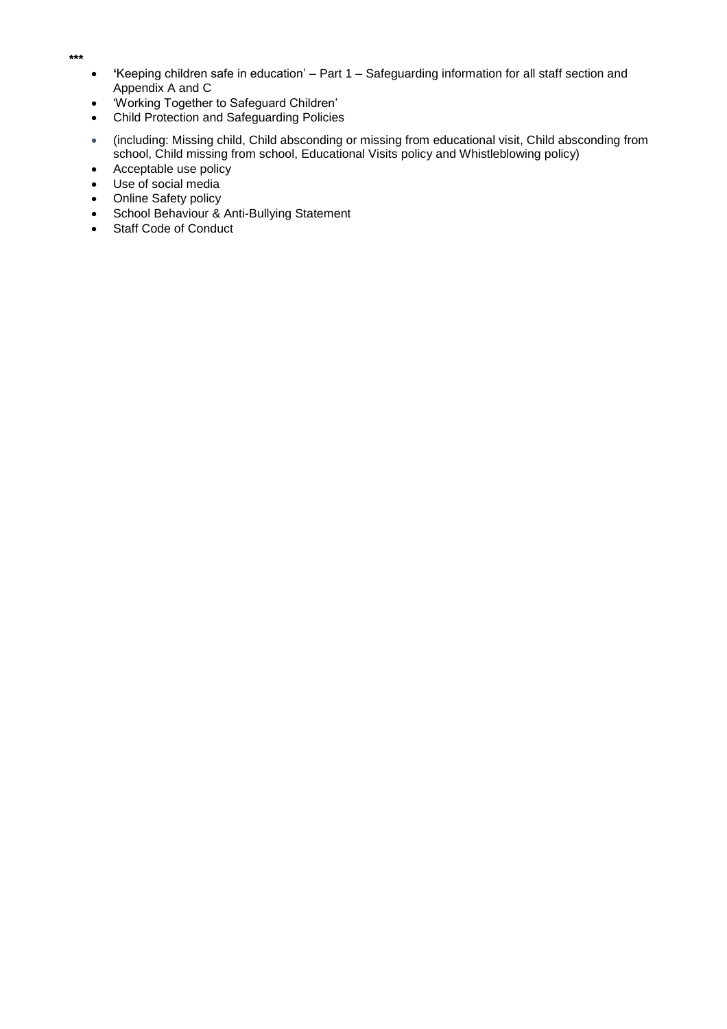***

- 'Keeping children safe in education' – Part 1 – Safeguarding information for all staff section and Appendix A and C
- 'Working Together to Safeguard Children'
- Child Protection and Safeguarding Policies
- (including: Missing child, Child absconding or missing from educational visit, Child absconding from school, Child missing from school, Educational Visits policy and Whistleblowing policy)
- Acceptable use policy
- Use of social media
- Online Safety policy
- School Behaviour & Anti-Bullying Statement
- Staff Code of Conduct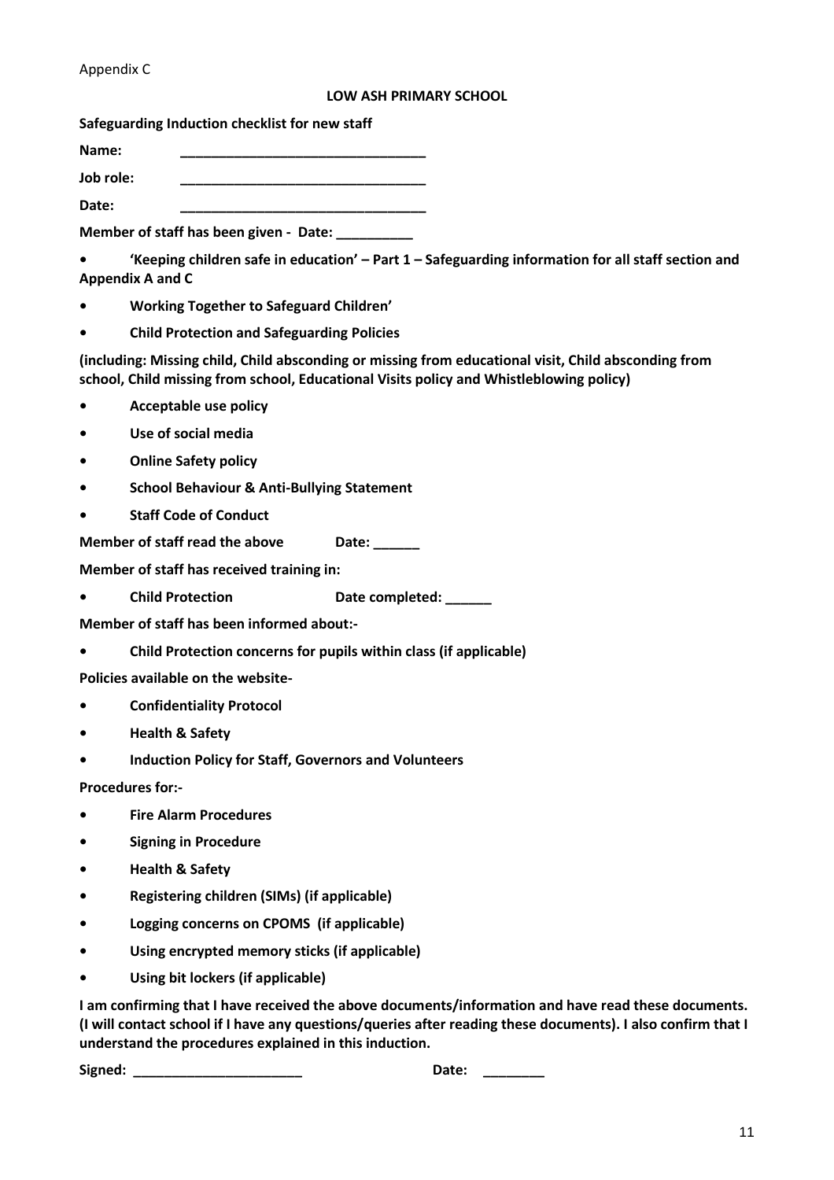Appendix C

**LOW ASH PRIMARY SCHOOL**

**Safeguarding Induction checklist for new staff**

**Name:** ________________________________

**Job role:** ________________________________

**Date:** ________________________________

**Member of staff has been given - Date:** __________

- **'Keeping children safe in education' – Part 1 – Safeguarding information for all staff section and Appendix A and C**
- **Working Together to Safeguard Children'**
- **Child Protection and Safeguarding Policies**

**(including: Missing child, Child absconding or missing from educational visit, Child absconding from school, Child missing from school, Educational Visits policy and Whistleblowing policy)**

- **Acceptable use policy**
- **Use of social media**
- **Online Safety policy**
- **School Behaviour & Anti-Bullying Statement**
- **Staff Code of Conduct**

**Member of staff read the above Date:** ______

**Member of staff has received training in:**

- **Child Protection Date completed:** ______

**Member of staff has been informed about:-**

- **Child Protection concerns for pupils within class (if applicable)**

**Policies available on the website-**

- **Confidentiality Protocol**
- **Health & Safety**
- **Induction Policy for Staff, Governors and Volunteers**

**Procedures for:-**

- **Fire Alarm Procedures**
- **Signing in Procedure**
- **Health & Safety**
- **Registering children (SIMs) (if applicable)**
- **Logging concerns on CPOMS (if applicable)**
- **Using encrypted memory sticks (if applicable)**
- **Using bit lockers (if applicable)**

**I am confirming that I have received the above documents/information and have read these documents. (I will contact school if I have any questions/queries after reading these documents). I also confirm that I understand the procedures explained in this induction.**

**Signed:** ______________________ **Date:** ________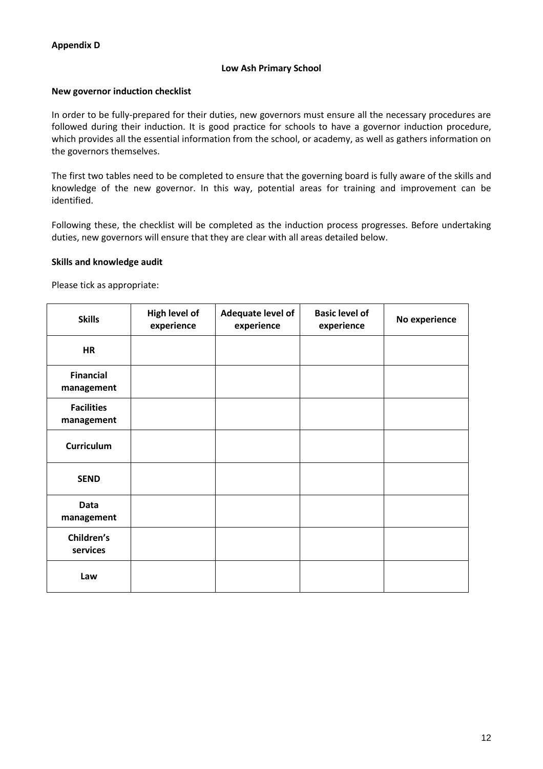**Appendix D**

**Low Ash Primary School**

**New governor induction checklist**

In order to be fully-prepared for their duties, new governors must ensure all the necessary procedures are followed during their induction. It is good practice for schools to have a governor induction procedure, which provides all the essential information from the school, or academy, as well as gathers information on the governors themselves.

The first two tables need to be completed to ensure that the governing board is fully aware of the skills and knowledge of the new governor. In this way, potential areas for training and improvement can be identified.

Following these, the checklist will be completed as the induction process progresses. Before undertaking duties, new governors will ensure that they are clear with all areas detailed below.

**Skills and knowledge audit**

Please tick as appropriate:

| Skills | High level of experience | Adequate level of experience | Basic level of experience | No experience |
|---|---|---|---|---|
| **HR** | | | | |
| **Financial management** | | | | |
| **Facilities management** | | | | |
| **Curriculum** | | | | |
| **SEND** | | | | |
| **Data management** | | | | |
| **Children's services** | | | | |
| **Law** | | | | |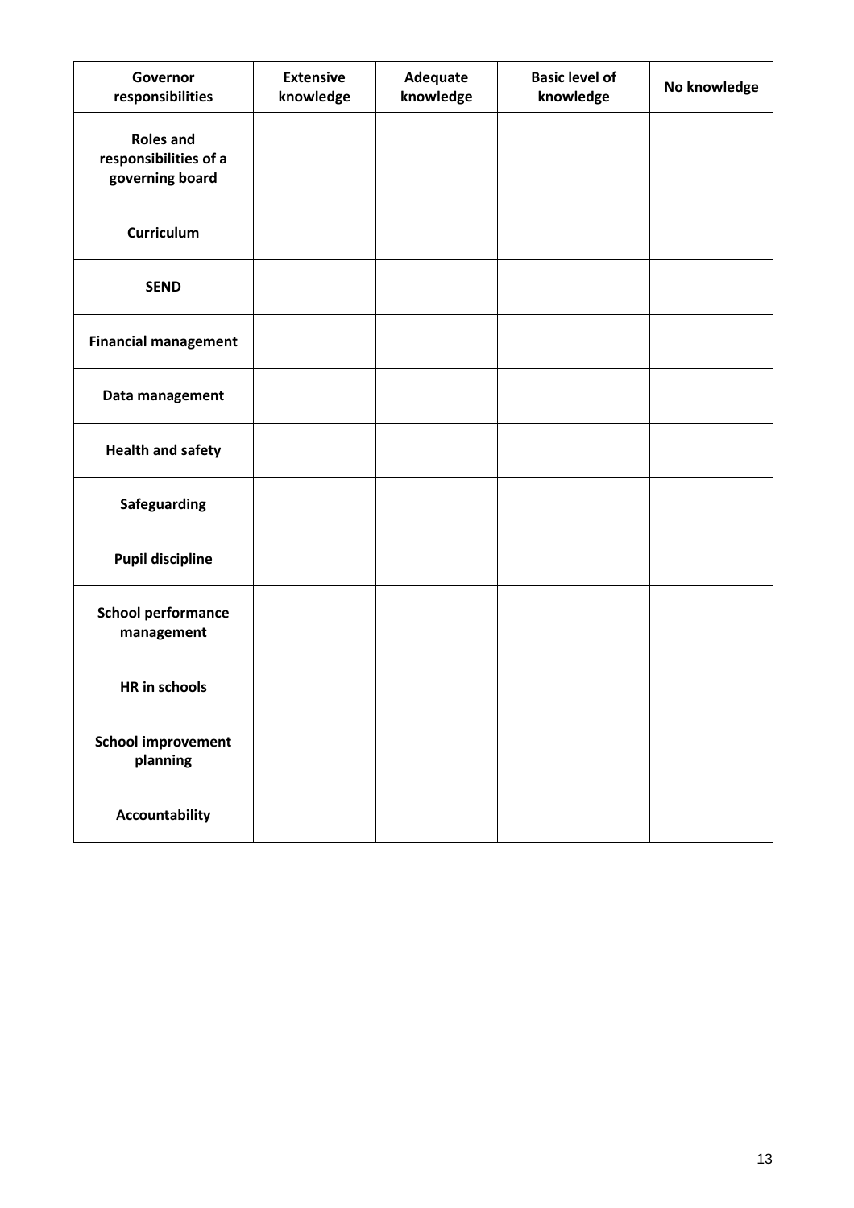| Governor responsibilities | Extensive knowledge | Adequate knowledge | Basic level of knowledge | No knowledge |
|---|---|---|---|---|
| **Roles and responsibilities of a governing board** | | | | |
| **Curriculum** | | | | |
| **SEND** | | | | |
| **Financial management** | | | | |
| **Data management** | | | | |
| **Health and safety** | | | | |
| **Safeguarding** | | | | |
| **Pupil discipline** | | | | |
| **School performance management** | | | | |
| **HR in schools** | | | | |
| **School improvement planning** | | | | |
| **Accountability** | | | | |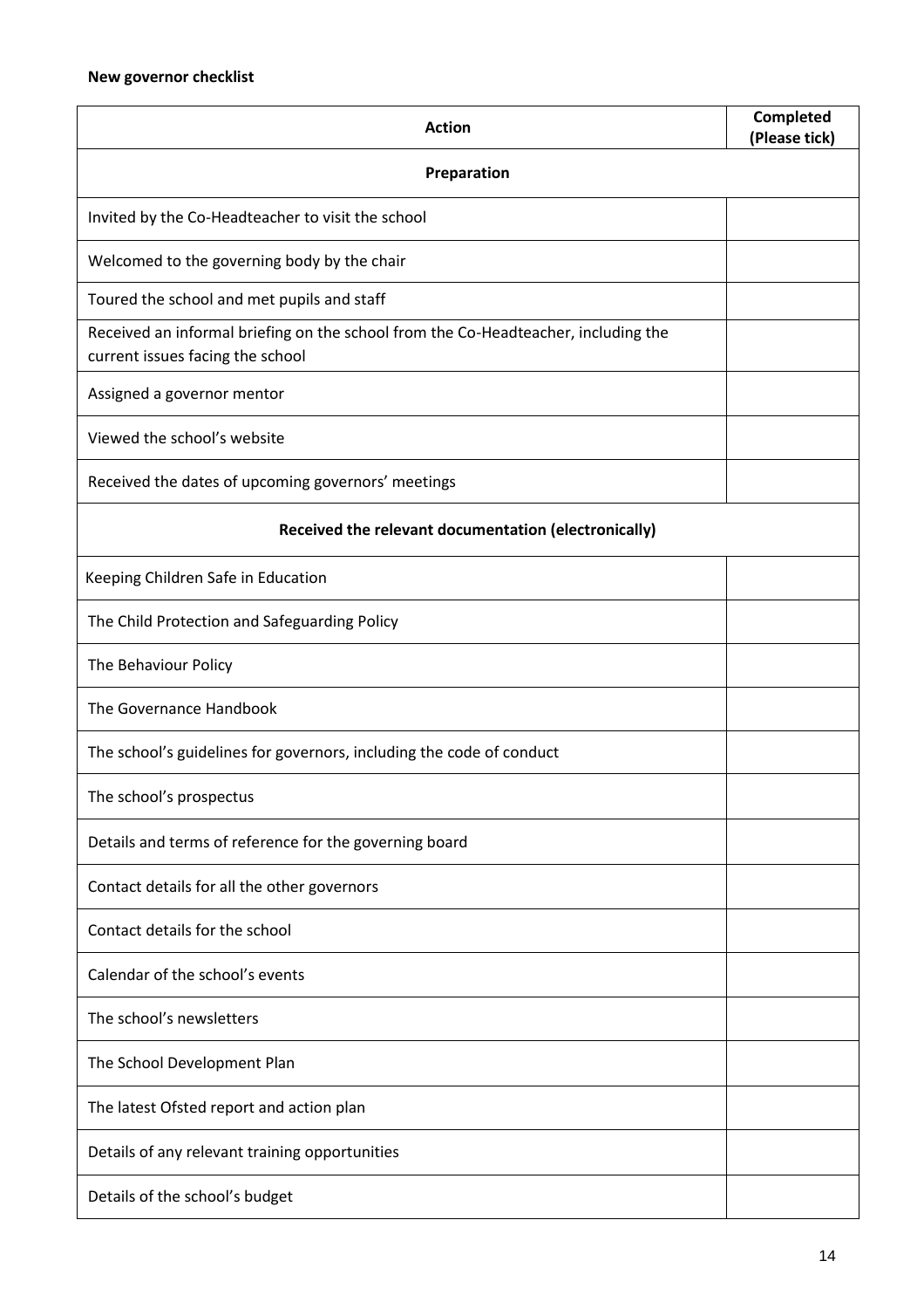**New governor checklist**

| Action | Completed (Please tick) |
|---|---|
| **Preparation** | |
| Invited by the Co-Headteacher to visit the school | |
| Welcomed to the governing body by the chair | |
| Toured the school and met pupils and staff | |
| Received an informal briefing on the school from the Co-Headteacher, including the current issues facing the school | |
| Assigned a governor mentor | |
| Viewed the school's website | |
| Received the dates of upcoming governors' meetings | |
| **Received the relevant documentation (electronically)** | |
| Keeping Children Safe in Education | |
| The Child Protection and Safeguarding Policy | |
| The Behaviour Policy | |
| The Governance Handbook | |
| The school's guidelines for governors, including the code of conduct | |
| The school's prospectus | |
| Details and terms of reference for the governing board | |
| Contact details for all the other governors | |
| Contact details for the school | |
| Calendar of the school's events | |
| The school's newsletters | |
| The School Development Plan | |
| The latest Ofsted report and action plan | |
| Details of any relevant training opportunities | |
| Details of the school's budget | |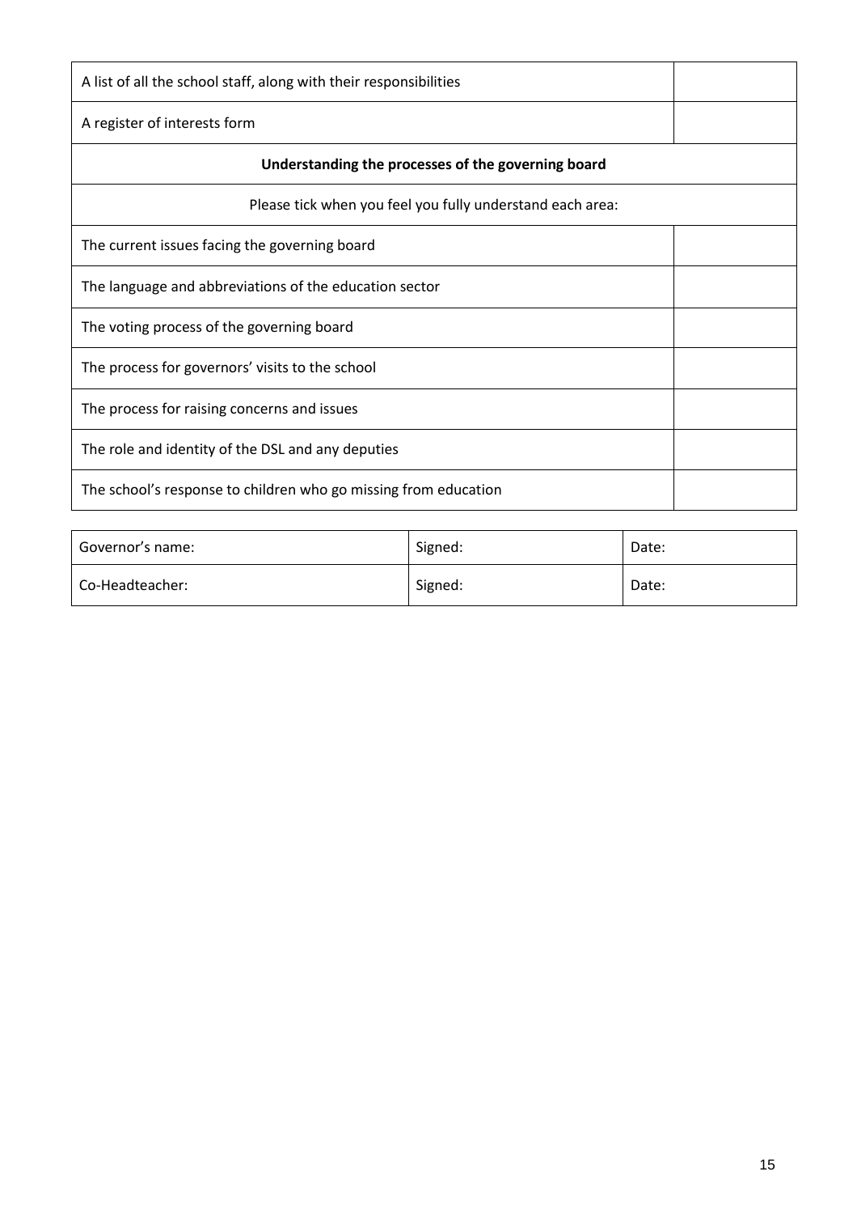| | |
|---|---|
| A list of all the school staff, along with their responsibilities | |
| A register of interests form | |
| **Understanding the processes of the governing board** | |
| Please tick when you feel you fully understand each area: | |
| The current issues facing the governing board | |
| The language and abbreviations of the education sector | |
| The voting process of the governing board | |
| The process for governors' visits to the school | |
| The process for raising concerns and issues | |
| The role and identity of the DSL and any deputies | |
| The school's response to children who go missing from education | |

| | | |
|---|---|---|
| Governor's name: | Signed: | Date: |
| Co-Headteacher: | Signed: | Date: |